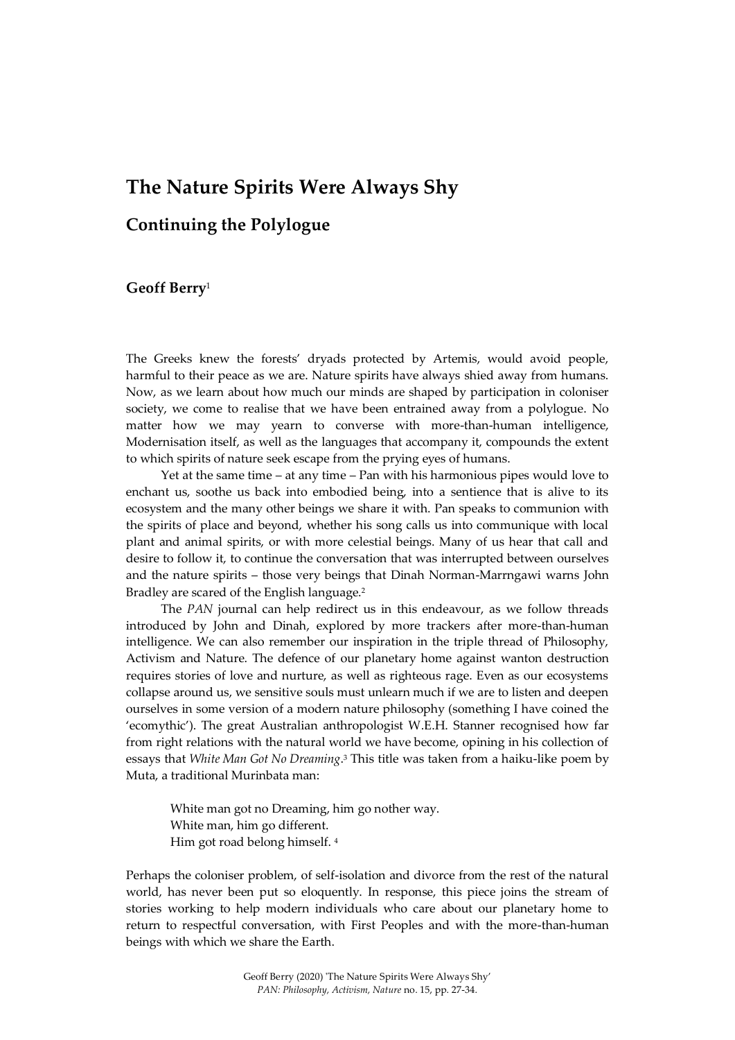# The Nature Spirits Were Always Shy

## Continuing the Polylogue

**Geoff Berry**[1]

The Greeks knew the forests' dryads protected by Artemis, would avoid people, harmful to their peace as we are. Nature spirits have always shied away from humans. Now, as we learn about how much our minds are shaped by participation in coloniser society, we come to realise that we have been entrained away from a polylogue. No matter how we may yearn to converse with more-than-human intelligence, Modernisation itself, as well as the languages that accompany it, compounds the extent to which spirits of nature seek escape from the prying eyes of humans.

Yet at the same time – at any time – Pan with his harmonious pipes would love to enchant us, soothe us back into embodied being, into a sentience that is alive to its ecosystem and the many other beings we share it with. Pan speaks to communion with the spirits of place and beyond, whether his song calls us into communique with local plant and animal spirits, or with more celestial beings. Many of us hear that call and desire to follow it, to continue the conversation that was interrupted between ourselves and the nature spirits – those very beings that Dinah Norman-Marrngawi warns John Bradley are scared of the English language.[2]

The *PAN* journal can help redirect us in this endeavour, as we follow threads introduced by John and Dinah, explored by more trackers after more-than-human intelligence. We can also remember our inspiration in the triple thread of Philosophy, Activism and Nature. The defence of our planetary home against wanton destruction requires stories of love and nurture, as well as righteous rage. Even as our ecosystems collapse around us, we sensitive souls must unlearn much if we are to listen and deepen ourselves in some version of a modern nature philosophy (something I have coined the 'ecomythic'). The great Australian anthropologist W.E.H. Stanner recognised how far from right relations with the natural world we have become, opining in his collection of essays that *White Man Got No Dreaming*.[3] This title was taken from a haiku-like poem by Muta, a traditional Murinbata man:

> White man got no Dreaming, him go nother way.
> White man, him go different.
> Him got road belong himself. [4]

Perhaps the coloniser problem, of self-isolation and divorce from the rest of the natural world, has never been put so eloquently. In response, this piece joins the stream of stories working to help modern individuals who care about our planetary home to return to respectful conversation, with First Peoples and with the more-than-human beings with which we share the Earth.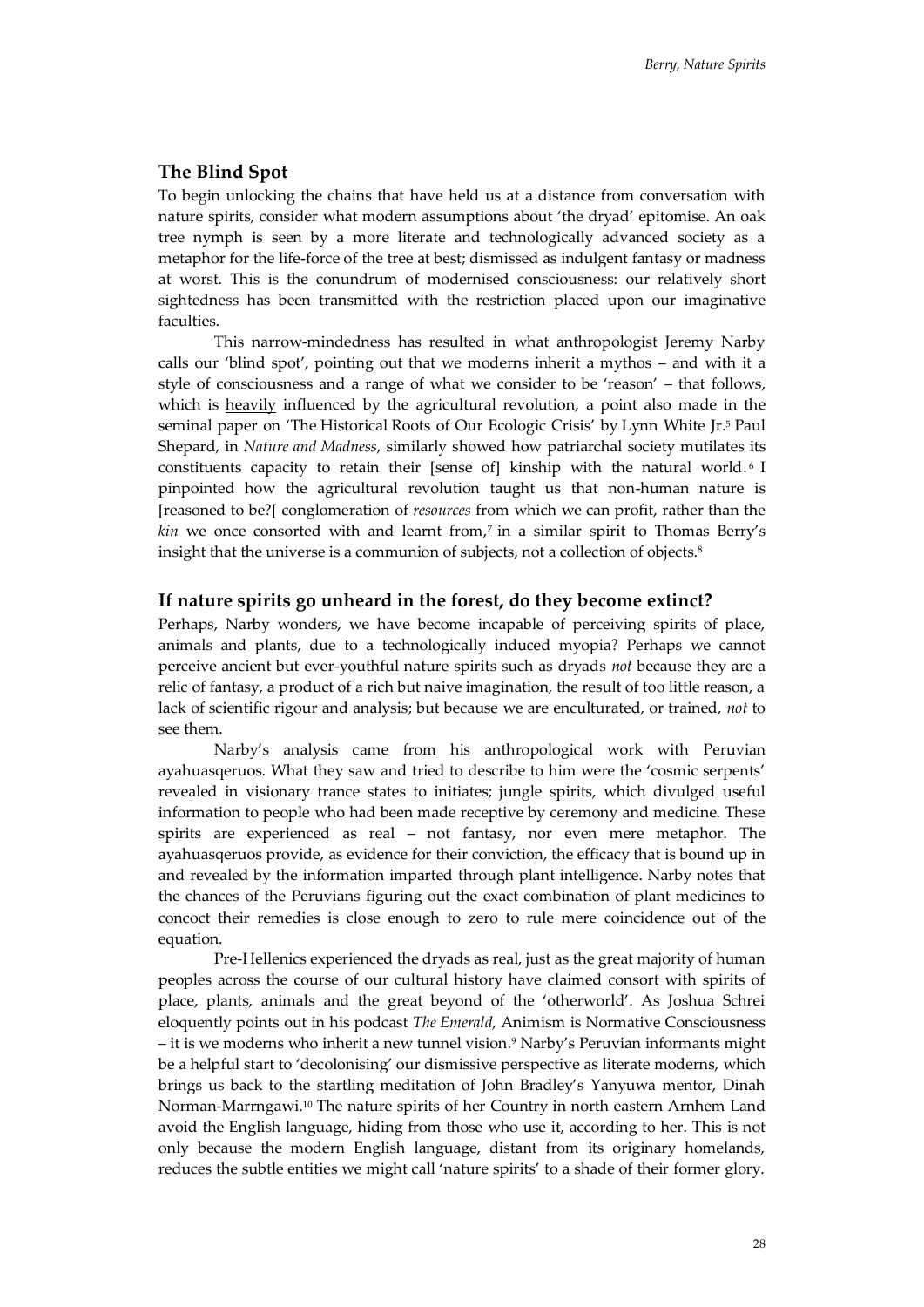## The Blind Spot

To begin unlocking the chains that have held us at a distance from conversation with nature spirits, consider what modern assumptions about 'the dryad' epitomise. An oak tree nymph is seen by a more literate and technologically advanced society as a metaphor for the life-force of the tree at best; dismissed as indulgent fantasy or madness at worst. This is the conundrum of modernised consciousness: our relatively short sightedness has been transmitted with the restriction placed upon our imaginative faculties.

This narrow-mindedness has resulted in what anthropologist Jeremy Narby calls our 'blind spot', pointing out that we moderns inherit a mythos – and with it a style of consciousness and a range of what we consider to be 'reason' – that follows, which is heavily influenced by the agricultural revolution, a point also made in the seminal paper on 'The Historical Roots of Our Ecologic Crisis' by Lynn White Jr.[5] Paul Shepard, in *Nature and Madness*, similarly showed how patriarchal society mutilates its constituents capacity to retain their [sense of] kinship with the natural world.[6] I pinpointed how the agricultural revolution taught us that non-human nature is [reasoned to be?[ conglomeration of *resources* from which we can profit, rather than the *kin* we once consorted with and learnt from,[7] in a similar spirit to Thomas Berry's insight that the universe is a communion of subjects, not a collection of objects.[8]

## If nature spirits go unheard in the forest, do they become extinct?

Perhaps, Narby wonders, we have become incapable of perceiving spirits of place, animals and plants, due to a technologically induced myopia? Perhaps we cannot perceive ancient but ever-youthful nature spirits such as dryads *not* because they are a relic of fantasy, a product of a rich but naive imagination, the result of too little reason, a lack of scientific rigour and analysis; but because we are enculturated, or trained, *not* to see them.

Narby's analysis came from his anthropological work with Peruvian ayahuasqeruos. What they saw and tried to describe to him were the 'cosmic serpents' revealed in visionary trance states to initiates; jungle spirits, which divulged useful information to people who had been made receptive by ceremony and medicine. These spirits are experienced as real – not fantasy, nor even mere metaphor. The ayahuasqeruos provide, as evidence for their conviction, the efficacy that is bound up in and revealed by the information imparted through plant intelligence. Narby notes that the chances of the Peruvians figuring out the exact combination of plant medicines to concoct their remedies is close enough to zero to rule mere coincidence out of the equation.

Pre-Hellenics experienced the dryads as real, just as the great majority of human peoples across the course of our cultural history have claimed consort with spirits of place, plants, animals and the great beyond of the 'otherworld'. As Joshua Schrei eloquently points out in his podcast *The Emerald*, Animism is Normative Consciousness – it is we moderns who inherit a new tunnel vision.[9] Narby's Peruvian informants might be a helpful start to 'decolonising' our dismissive perspective as literate moderns, which brings us back to the startling meditation of John Bradley's Yanyuwa mentor, Dinah Norman-Marrngawi.[10] The nature spirits of her Country in north eastern Arnhem Land avoid the English language, hiding from those who use it, according to her. This is not only because the modern English language, distant from its originary homelands, reduces the subtle entities we might call 'nature spirits' to a shade of their former glory.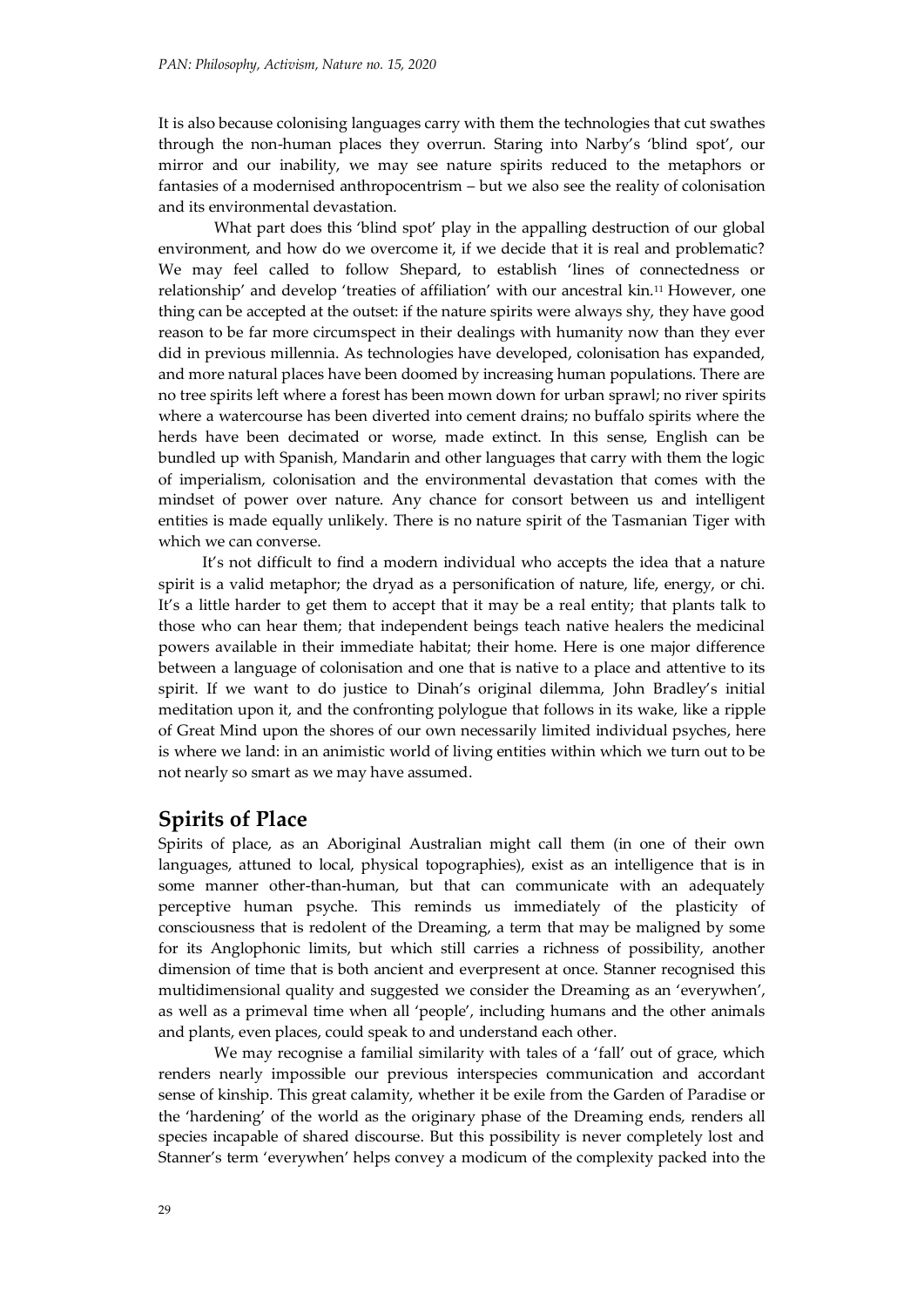It is also because colonising languages carry with them the technologies that cut swathes through the non-human places they overrun. Staring into Narby's 'blind spot', our mirror and our inability, we may see nature spirits reduced to the metaphors or fantasies of a modernised anthropocentrism – but we also see the reality of colonisation and its environmental devastation.

What part does this 'blind spot' play in the appalling destruction of our global environment, and how do we overcome it, if we decide that it is real and problematic? We may feel called to follow Shepard, to establish 'lines of connectedness or relationship' and develop 'treaties of affiliation' with our ancestral kin.[11] However, one thing can be accepted at the outset: if the nature spirits were always shy, they have good reason to be far more circumspect in their dealings with humanity now than they ever did in previous millennia. As technologies have developed, colonisation has expanded, and more natural places have been doomed by increasing human populations. There are no tree spirits left where a forest has been mown down for urban sprawl; no river spirits where a watercourse has been diverted into cement drains; no buffalo spirits where the herds have been decimated or worse, made extinct. In this sense, English can be bundled up with Spanish, Mandarin and other languages that carry with them the logic of imperialism, colonisation and the environmental devastation that comes with the mindset of power over nature. Any chance for consort between us and intelligent entities is made equally unlikely. There is no nature spirit of the Tasmanian Tiger with which we can converse.

It's not difficult to find a modern individual who accepts the idea that a nature spirit is a valid metaphor; the dryad as a personification of nature, life, energy, or chi. It's a little harder to get them to accept that it may be a real entity; that plants talk to those who can hear them; that independent beings teach native healers the medicinal powers available in their immediate habitat; their home. Here is one major difference between a language of colonisation and one that is native to a place and attentive to its spirit. If we want to do justice to Dinah's original dilemma, John Bradley's initial meditation upon it, and the confronting polylogue that follows in its wake, like a ripple of Great Mind upon the shores of our own necessarily limited individual psyches, here is where we land: in an animistic world of living entities within which we turn out to be not nearly so smart as we may have assumed.

## Spirits of Place

Spirits of place, as an Aboriginal Australian might call them (in one of their own languages, attuned to local, physical topographies), exist as an intelligence that is in some manner other-than-human, but that can communicate with an adequately perceptive human psyche. This reminds us immediately of the plasticity of consciousness that is redolent of the Dreaming, a term that may be maligned by some for its Anglophonic limits, but which still carries a richness of possibility, another dimension of time that is both ancient and everpresent at once. Stanner recognised this multidimensional quality and suggested we consider the Dreaming as an 'everywhen', as well as a primeval time when all 'people', including humans and the other animals and plants, even places, could speak to and understand each other.

We may recognise a familial similarity with tales of a 'fall' out of grace, which renders nearly impossible our previous interspecies communication and accordant sense of kinship. This great calamity, whether it be exile from the Garden of Paradise or the 'hardening' of the world as the originary phase of the Dreaming ends, renders all species incapable of shared discourse. But this possibility is never completely lost and Stanner's term 'everywhen' helps convey a modicum of the complexity packed into the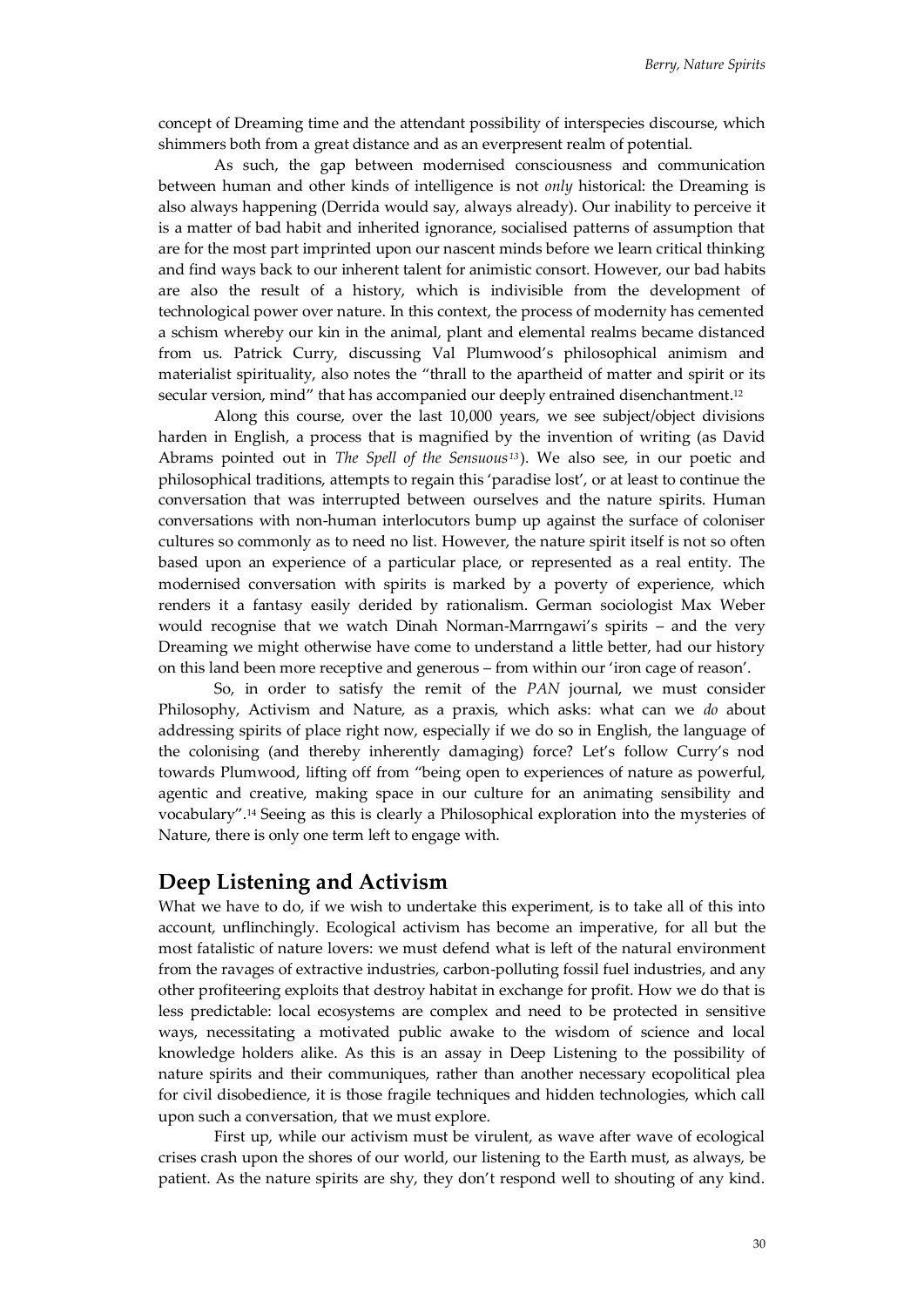concept of Dreaming time and the attendant possibility of interspecies discourse, which shimmers both from a great distance and as an everpresent realm of potential.

As such, the gap between modernised consciousness and communication between human and other kinds of intelligence is not *only* historical: the Dreaming is also always happening (Derrida would say, always already). Our inability to perceive it is a matter of bad habit and inherited ignorance, socialised patterns of assumption that are for the most part imprinted upon our nascent minds before we learn critical thinking and find ways back to our inherent talent for animistic consort. However, our bad habits are also the result of a history, which is indivisible from the development of technological power over nature. In this context, the process of modernity has cemented a schism whereby our kin in the animal, plant and elemental realms became distanced from us. Patrick Curry, discussing Val Plumwood's philosophical animism and materialist spirituality, also notes the "thrall to the apartheid of matter and spirit or its secular version, mind" that has accompanied our deeply entrained disenchantment.[12]

Along this course, over the last 10,000 years, we see subject/object divisions harden in English, a process that is magnified by the invention of writing (as David Abrams pointed out in *The Spell of the Sensuous*[13]). We also see, in our poetic and philosophical traditions, attempts to regain this 'paradise lost', or at least to continue the conversation that was interrupted between ourselves and the nature spirits. Human conversations with non-human interlocutors bump up against the surface of coloniser cultures so commonly as to need no list. However, the nature spirit itself is not so often based upon an experience of a particular place, or represented as a real entity. The modernised conversation with spirits is marked by a poverty of experience, which renders it a fantasy easily derided by rationalism. German sociologist Max Weber would recognise that we watch Dinah Norman-Marrngawi's spirits – and the very Dreaming we might otherwise have come to understand a little better, had our history on this land been more receptive and generous – from within our 'iron cage of reason'.

So, in order to satisfy the remit of the *PAN* journal, we must consider Philosophy, Activism and Nature, as a praxis, which asks: what can we *do* about addressing spirits of place right now, especially if we do so in English, the language of the colonising (and thereby inherently damaging) force? Let's follow Curry's nod towards Plumwood, lifting off from "being open to experiences of nature as powerful, agentic and creative, making space in our culture for an animating sensibility and vocabulary".[14] Seeing as this is clearly a Philosophical exploration into the mysteries of Nature, there is only one term left to engage with.

## Deep Listening and Activism

What we have to do, if we wish to undertake this experiment, is to take all of this into account, unflinchingly. Ecological activism has become an imperative, for all but the most fatalistic of nature lovers: we must defend what is left of the natural environment from the ravages of extractive industries, carbon-polluting fossil fuel industries, and any other profiteering exploits that destroy habitat in exchange for profit. How we do that is less predictable: local ecosystems are complex and need to be protected in sensitive ways, necessitating a motivated public awake to the wisdom of science and local knowledge holders alike. As this is an assay in Deep Listening to the possibility of nature spirits and their communiques, rather than another necessary ecopolitical plea for civil disobedience, it is those fragile techniques and hidden technologies, which call upon such a conversation, that we must explore.

First up, while our activism must be virulent, as wave after wave of ecological crises crash upon the shores of our world, our listening to the Earth must, as always, be patient. As the nature spirits are shy, they don't respond well to shouting of any kind.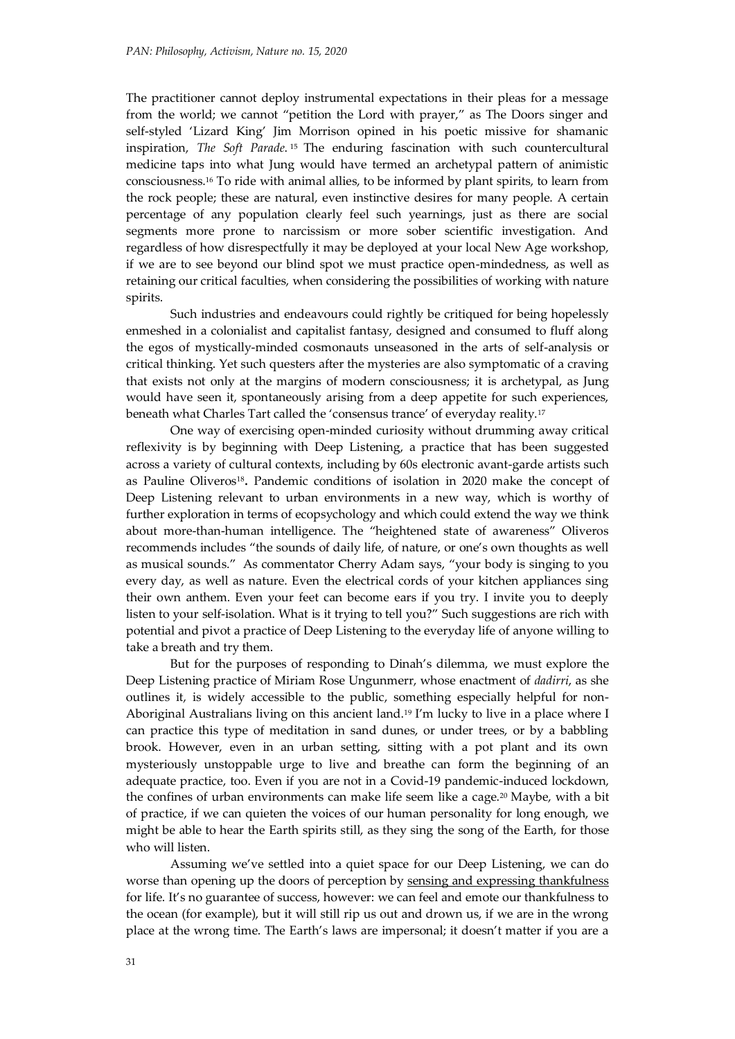The practitioner cannot deploy instrumental expectations in their pleas for a message from the world; we cannot "petition the Lord with prayer," as The Doors singer and self-styled 'Lizard King' Jim Morrison opined in his poetic missive for shamanic inspiration, *The Soft Parade.*[15] The enduring fascination with such countercultural medicine taps into what Jung would have termed an archetypal pattern of animistic consciousness.[16] To ride with animal allies, to be informed by plant spirits, to learn from the rock people; these are natural, even instinctive desires for many people. A certain percentage of any population clearly feel such yearnings, just as there are social segments more prone to narcissism or more sober scientific investigation. And regardless of how disrespectfully it may be deployed at your local New Age workshop, if we are to see beyond our blind spot we must practice open-mindedness, as well as retaining our critical faculties, when considering the possibilities of working with nature spirits.

Such industries and endeavours could rightly be critiqued for being hopelessly enmeshed in a colonialist and capitalist fantasy, designed and consumed to fluff along the egos of mystically-minded cosmonauts unseasoned in the arts of self-analysis or critical thinking. Yet such questers after the mysteries are also symptomatic of a craving that exists not only at the margins of modern consciousness; it is archetypal, as Jung would have seen it, spontaneously arising from a deep appetite for such experiences, beneath what Charles Tart called the 'consensus trance' of everyday reality.[17]

One way of exercising open-minded curiosity without drumming away critical reflexivity is by beginning with Deep Listening, a practice that has been suggested across a variety of cultural contexts, including by 60s electronic avant-garde artists such as Pauline Oliveros[18]**.** Pandemic conditions of isolation in 2020 make the concept of Deep Listening relevant to urban environments in a new way, which is worthy of further exploration in terms of ecopsychology and which could extend the way we think about more-than-human intelligence. The "heightened state of awareness" Oliveros recommends includes "the sounds of daily life, of nature, or one's own thoughts as well as musical sounds." As commentator Cherry Adam says, "your body is singing to you every day, as well as nature. Even the electrical cords of your kitchen appliances sing their own anthem. Even your feet can become ears if you try. I invite you to deeply listen to your self-isolation. What is it trying to tell you?" Such suggestions are rich with potential and pivot a practice of Deep Listening to the everyday life of anyone willing to take a breath and try them.

But for the purposes of responding to Dinah's dilemma, we must explore the Deep Listening practice of Miriam Rose Ungunmerr, whose enactment of *dadirri*, as she outlines it, is widely accessible to the public, something especially helpful for non-Aboriginal Australians living on this ancient land.[19] I'm lucky to live in a place where I can practice this type of meditation in sand dunes, or under trees, or by a babbling brook. However, even in an urban setting, sitting with a pot plant and its own mysteriously unstoppable urge to live and breathe can form the beginning of an adequate practice, too. Even if you are not in a Covid-19 pandemic-induced lockdown, the confines of urban environments can make life seem like a cage.[20] Maybe, with a bit of practice, if we can quieten the voices of our human personality for long enough, we might be able to hear the Earth spirits still, as they sing the song of the Earth, for those who will listen.

Assuming we've settled into a quiet space for our Deep Listening, we can do worse than opening up the doors of perception by <u>sensing and expressing thankfulness</u> for life. It's no guarantee of success, however: we can feel and emote our thankfulness to the ocean (for example), but it will still rip us out and drown us, if we are in the wrong place at the wrong time. The Earth's laws are impersonal; it doesn't matter if you are a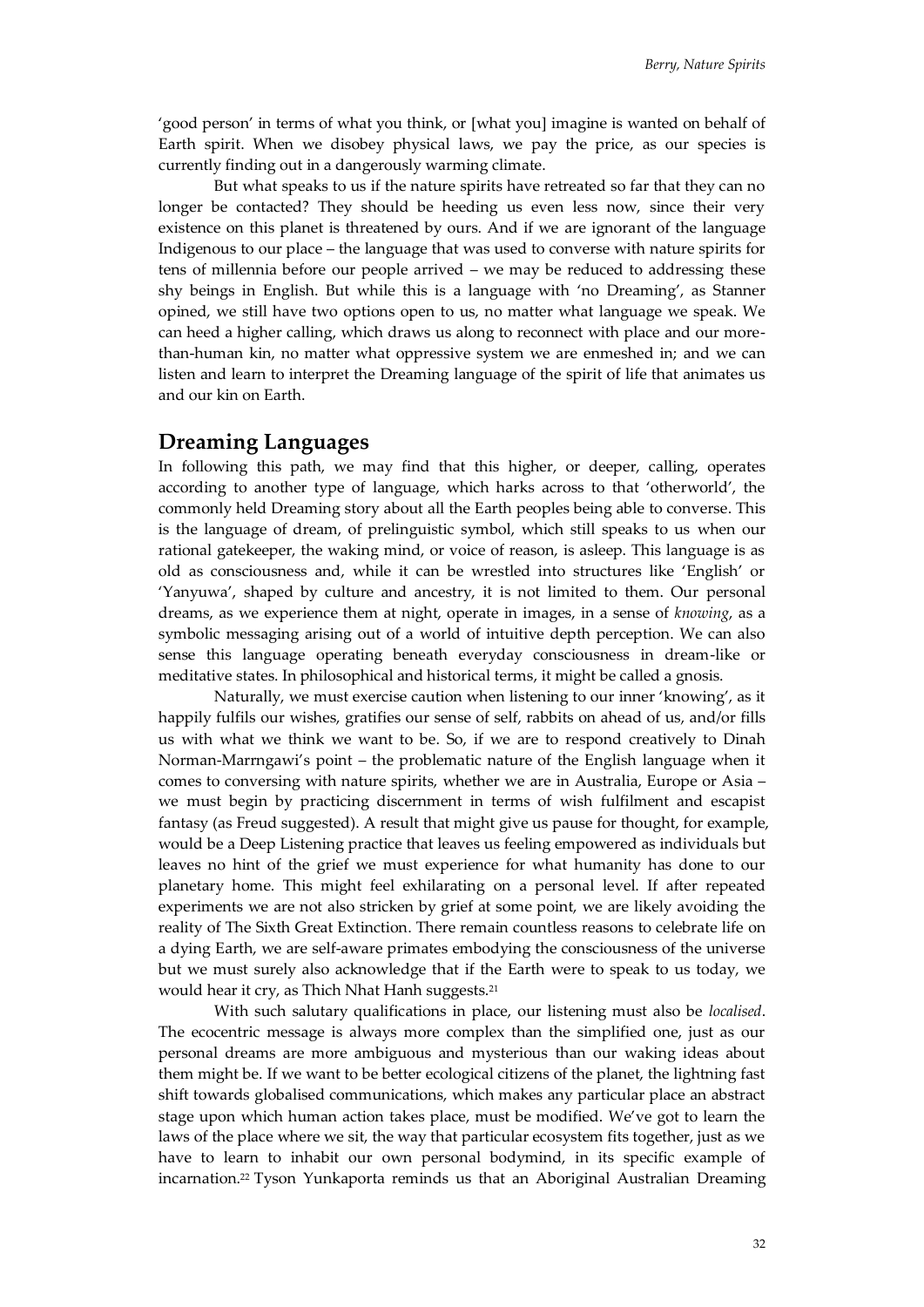'good person' in terms of what you think, or [what you] imagine is wanted on behalf of Earth spirit. When we disobey physical laws, we pay the price, as our species is currently finding out in a dangerously warming climate.

But what speaks to us if the nature spirits have retreated so far that they can no longer be contacted? They should be heeding us even less now, since their very existence on this planet is threatened by ours. And if we are ignorant of the language Indigenous to our place – the language that was used to converse with nature spirits for tens of millennia before our people arrived – we may be reduced to addressing these shy beings in English. But while this is a language with 'no Dreaming', as Stanner opined, we still have two options open to us, no matter what language we speak. We can heed a higher calling, which draws us along to reconnect with place and our more-than-human kin, no matter what oppressive system we are enmeshed in; and we can listen and learn to interpret the Dreaming language of the spirit of life that animates us and our kin on Earth.

## Dreaming Languages

In following this path, we may find that this higher, or deeper, calling, operates according to another type of language, which harks across to that 'otherworld', the commonly held Dreaming story about all the Earth peoples being able to converse. This is the language of dream, of prelinguistic symbol, which still speaks to us when our rational gatekeeper, the waking mind, or voice of reason, is asleep. This language is as old as consciousness and, while it can be wrestled into structures like 'English' or 'Yanyuwa', shaped by culture and ancestry, it is not limited to them. Our personal dreams, as we experience them at night, operate in images, in a sense of *knowing*, as a symbolic messaging arising out of a world of intuitive depth perception. We can also sense this language operating beneath everyday consciousness in dream-like or meditative states. In philosophical and historical terms, it might be called a gnosis.

Naturally, we must exercise caution when listening to our inner 'knowing', as it happily fulfils our wishes, gratifies our sense of self, rabbits on ahead of us, and/or fills us with what we think we want to be. So, if we are to respond creatively to Dinah Norman-Marrngawi's point – the problematic nature of the English language when it comes to conversing with nature spirits, whether we are in Australia, Europe or Asia – we must begin by practicing discernment in terms of wish fulfilment and escapist fantasy (as Freud suggested). A result that might give us pause for thought, for example, would be a Deep Listening practice that leaves us feeling empowered as individuals but leaves no hint of the grief we must experience for what humanity has done to our planetary home. This might feel exhilarating on a personal level. If after repeated experiments we are not also stricken by grief at some point, we are likely avoiding the reality of The Sixth Great Extinction. There remain countless reasons to celebrate life on a dying Earth, we are self-aware primates embodying the consciousness of the universe but we must surely also acknowledge that if the Earth were to speak to us today, we would hear it cry, as Thich Nhat Hanh suggests.[21]

With such salutary qualifications in place, our listening must also be *localised*. The ecocentric message is always more complex than the simplified one, just as our personal dreams are more ambiguous and mysterious than our waking ideas about them might be. If we want to be better ecological citizens of the planet, the lightning fast shift towards globalised communications, which makes any particular place an abstract stage upon which human action takes place, must be modified. We've got to learn the laws of the place where we sit, the way that particular ecosystem fits together, just as we have to learn to inhabit our own personal bodymind, in its specific example of incarnation.[22] Tyson Yunkaporta reminds us that an Aboriginal Australian Dreaming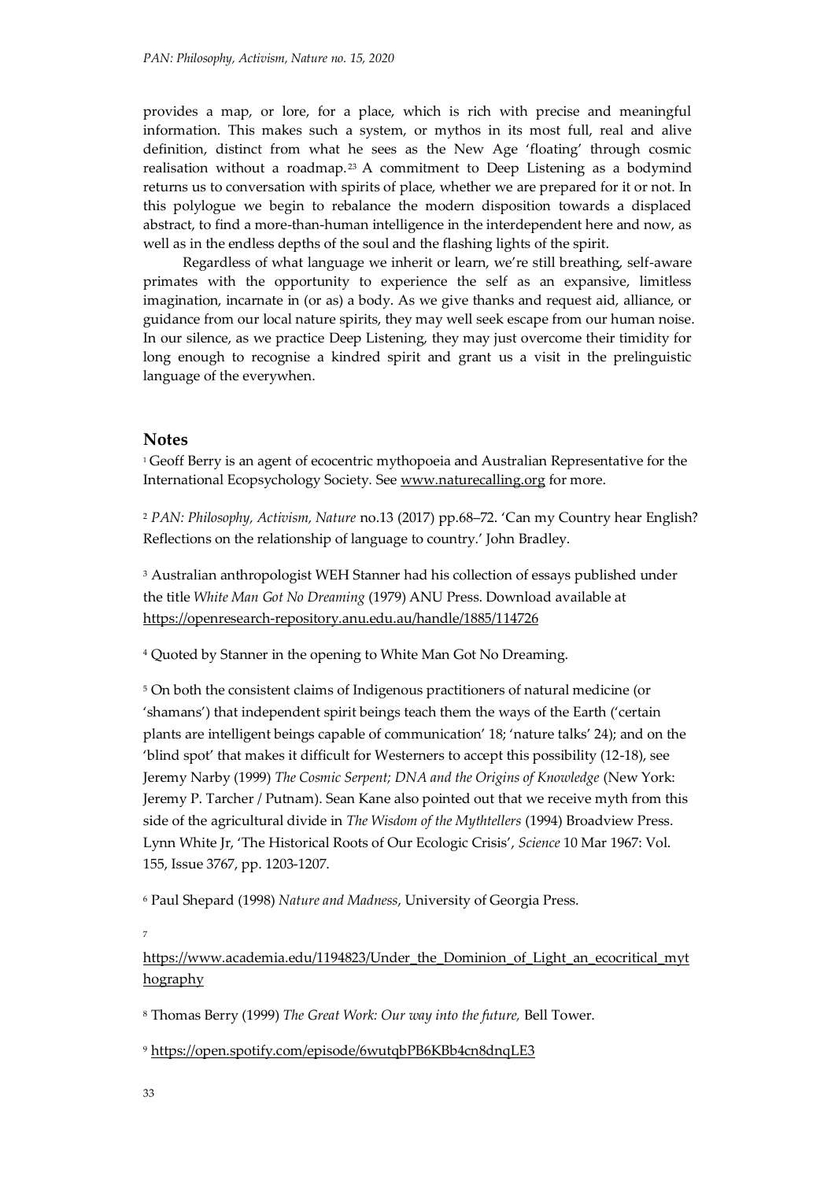provides a map, or lore, for a place, which is rich with precise and meaningful information. This makes such a system, or mythos in its most full, real and alive definition, distinct from what he sees as the New Age 'floating' through cosmic realisation without a roadmap.[23] A commitment to Deep Listening as a bodymind returns us to conversation with spirits of place, whether we are prepared for it or not. In this polylogue we begin to rebalance the modern disposition towards a displaced abstract, to find a more-than-human intelligence in the interdependent here and now, as well as in the endless depths of the soul and the flashing lights of the spirit.

Regardless of what language we inherit or learn, we're still breathing, self-aware primates with the opportunity to experience the self as an expansive, limitless imagination, incarnate in (or as) a body. As we give thanks and request aid, alliance, or guidance from our local nature spirits, they may well seek escape from our human noise. In our silence, as we practice Deep Listening, they may just overcome their timidity for long enough to recognise a kindred spirit and grant us a visit in the prelinguistic language of the everywhen.

## Notes

[1] Geoff Berry is an agent of ecocentric mythopoeia and Australian Representative for the International Ecopsychology Society. See www.naturecalling.org for more.

[2] *PAN: Philosophy, Activism, Nature* no.13 (2017) pp.68–72. 'Can my Country hear English? Reflections on the relationship of language to country.' John Bradley.

[3] Australian anthropologist WEH Stanner had his collection of essays published under the title *White Man Got No Dreaming* (1979) ANU Press. Download available at https://openresearch-repository.anu.edu.au/handle/1885/114726

[4] Quoted by Stanner in the opening to White Man Got No Dreaming.

[5] On both the consistent claims of Indigenous practitioners of natural medicine (or 'shamans') that independent spirit beings teach them the ways of the Earth ('certain plants are intelligent beings capable of communication' 18; 'nature talks' 24); and on the 'blind spot' that makes it difficult for Westerners to accept this possibility (12-18), see Jeremy Narby (1999) *The Cosmic Serpent; DNA and the Origins of Knowledge* (New York: Jeremy P. Tarcher / Putnam). Sean Kane also pointed out that we receive myth from this side of the agricultural divide in *The Wisdom of the Mythtellers* (1994) Broadview Press. Lynn White Jr, 'The Historical Roots of Our Ecologic Crisis', *Science* 10 Mar 1967: Vol. 155, Issue 3767, pp. 1203-1207.

[6] Paul Shepard (1998) *Nature and Madness*, University of Georgia Press.

[7] https://www.academia.edu/1194823/Under_the_Dominion_of_Light_an_ecocritical_mythography

[8] Thomas Berry (1999) *The Great Work: Our way into the future,* Bell Tower.

[9] https://open.spotify.com/episode/6wutqbPB6KBb4cn8dnqLE3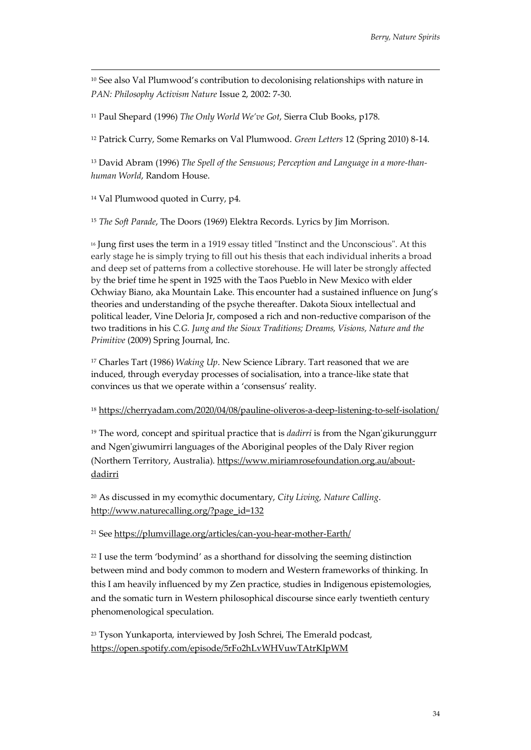[10] See also Val Plumwood's contribution to decolonising relationships with nature in *PAN: Philosophy Activism Nature* Issue 2, 2002: 7-30.

[11] Paul Shepard (1996) *The Only World We've Got*, Sierra Club Books, p178.

[12] Patrick Curry, Some Remarks on Val Plumwood. *Green Letters* 12 (Spring 2010) 8-14.

[13] David Abram (1996) *The Spell of the Sensuous; Perception and Language in a more-than-human World*, Random House.

[14] Val Plumwood quoted in Curry, p4.

[15] *The Soft Parade*, The Doors (1969) Elektra Records. Lyrics by Jim Morrison.

[16] Jung first uses the term in a 1919 essay titled "Instinct and the Unconscious". At this early stage he is simply trying to fill out his thesis that each individual inherits a broad and deep set of patterns from a collective storehouse. He will later be strongly affected by the brief time he spent in 1925 with the Taos Pueblo in New Mexico with elder Ochwiay Biano, aka Mountain Lake. This encounter had a sustained influence on Jung's theories and understanding of the psyche thereafter. Dakota Sioux intellectual and political leader, Vine Deloria Jr, composed a rich and non-reductive comparison of the two traditions in his *C.G. Jung and the Sioux Traditions; Dreams, Visions, Nature and the Primitive* (2009) Spring Journal, Inc.

[17] Charles Tart (1986) *Waking Up*. New Science Library. Tart reasoned that we are induced, through everyday processes of socialisation, into a trance-like state that convinces us that we operate within a 'consensus' reality.

[18] https://cherryadam.com/2020/04/08/pauline-oliveros-a-deep-listening-to-self-isolation/

[19] The word, concept and spiritual practice that is *dadirri* is from the Ngan'gikurunggurr and Ngen'giwumirri languages of the Aboriginal peoples of the Daly River region (Northern Territory, Australia). https://www.miriamrosefoundation.org.au/about-dadirri

[20] As discussed in my ecomythic documentary, *City Living, Nature Calling*. http://www.naturecalling.org/?page_id=132

[21] See https://plumvillage.org/articles/can-you-hear-mother-Earth/

[22] I use the term 'bodymind' as a shorthand for dissolving the seeming distinction between mind and body common to modern and Western frameworks of thinking. In this I am heavily influenced by my Zen practice, studies in Indigenous epistemologies, and the somatic turn in Western philosophical discourse since early twentieth century phenomenological speculation.

[23] Tyson Yunkaporta, interviewed by Josh Schrei, The Emerald podcast, https://open.spotify.com/episode/5rFo2hLvWHVuwTAtrKIpWM